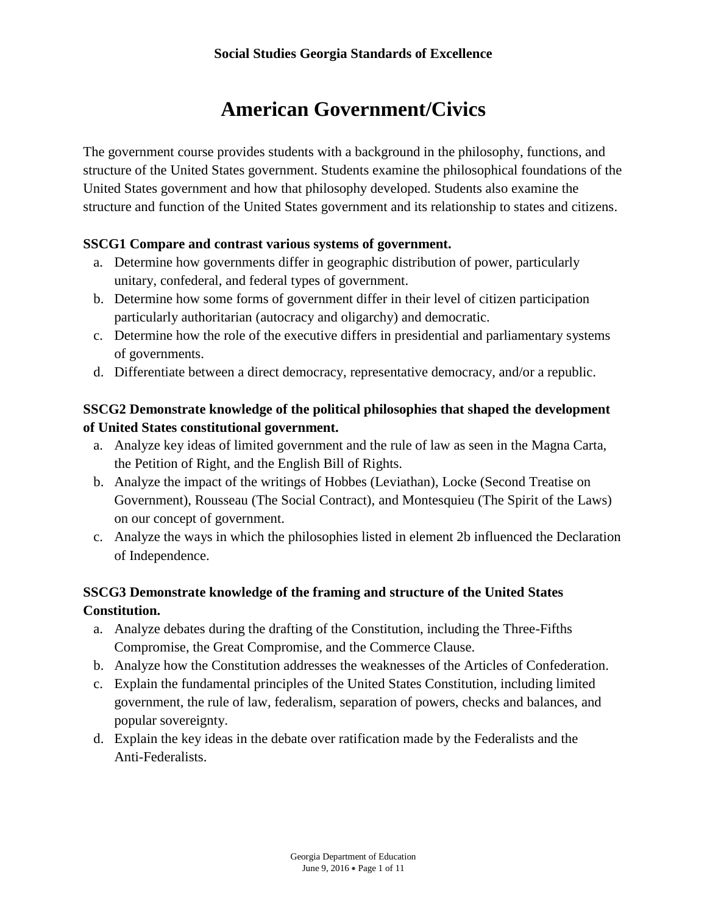# American Government/Civics

The government course provides students with a background in the philosophy, functions, and structure of the United States government. Students examine the philosophical foundations of the United States government and how that philosophy developed. Students also examine the structure and function of the United States government and its relationship to states and citizens.

**SSCG1 Compare and contrast various systems of government.**

a. Determine how governments differ in geographic distribution of power, particularly unitary, confederal, and federal types of government.
b. Determine how some forms of government differ in their level of citizen participation particularly authoritarian (autocracy and oligarchy) and democratic.
c. Determine how the role of the executive differs in presidential and parliamentary systems of governments.
d. Differentiate between a direct democracy, representative democracy, and/or a republic.

**SSCG2 Demonstrate knowledge of the political philosophies that shaped the development of United States constitutional government.**

a. Analyze key ideas of limited government and the rule of law as seen in the Magna Carta, the Petition of Right, and the English Bill of Rights.
b. Analyze the impact of the writings of Hobbes (Leviathan), Locke (Second Treatise on Government), Rousseau (The Social Contract), and Montesquieu (The Spirit of the Laws) on our concept of government.
c. Analyze the ways in which the philosophies listed in element 2b influenced the Declaration of Independence.

**SSCG3 Demonstrate knowledge of the framing and structure of the United States Constitution.**

a. Analyze debates during the drafting of the Constitution, including the Three-Fifths Compromise, the Great Compromise, and the Commerce Clause.
b. Analyze how the Constitution addresses the weaknesses of the Articles of Confederation.
c. Explain the fundamental principles of the United States Constitution, including limited government, the rule of law, federalism, separation of powers, checks and balances, and popular sovereignty.
d. Explain the key ideas in the debate over ratification made by the Federalists and the Anti-Federalists.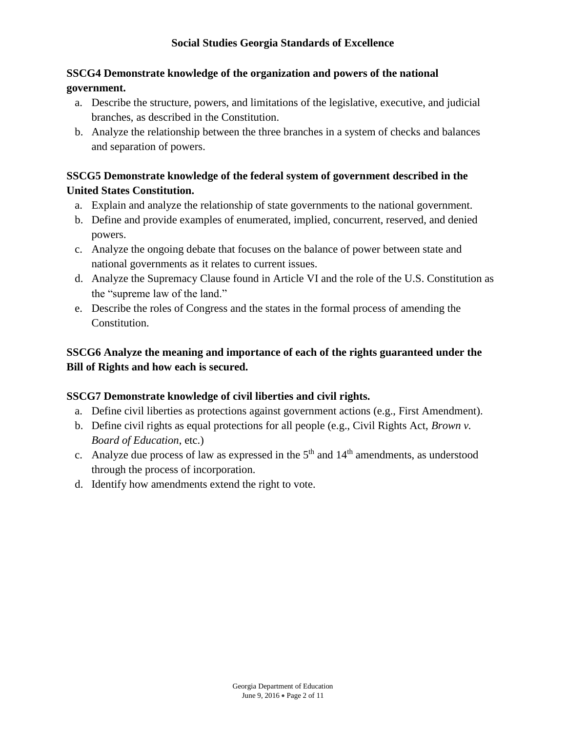**SSCG4 Demonstrate knowledge of the organization and powers of the national government.**

a. Describe the structure, powers, and limitations of the legislative, executive, and judicial branches, as described in the Constitution.
b. Analyze the relationship between the three branches in a system of checks and balances and separation of powers.

**SSCG5 Demonstrate knowledge of the federal system of government described in the United States Constitution.**

a. Explain and analyze the relationship of state governments to the national government.
b. Define and provide examples of enumerated, implied, concurrent, reserved, and denied powers.
c. Analyze the ongoing debate that focuses on the balance of power between state and national governments as it relates to current issues.
d. Analyze the Supremacy Clause found in Article VI and the role of the U.S. Constitution as the "supreme law of the land."
e. Describe the roles of Congress and the states in the formal process of amending the Constitution.

**SSCG6 Analyze the meaning and importance of each of the rights guaranteed under the Bill of Rights and how each is secured.**

**SSCG7 Demonstrate knowledge of civil liberties and civil rights.**

a. Define civil liberties as protections against government actions (e.g., First Amendment).
b. Define civil rights as equal protections for all people (e.g., Civil Rights Act, *Brown v. Board of Education*, etc.)
c. Analyze due process of law as expressed in the 5th and 14th amendments, as understood through the process of incorporation.
d. Identify how amendments extend the right to vote.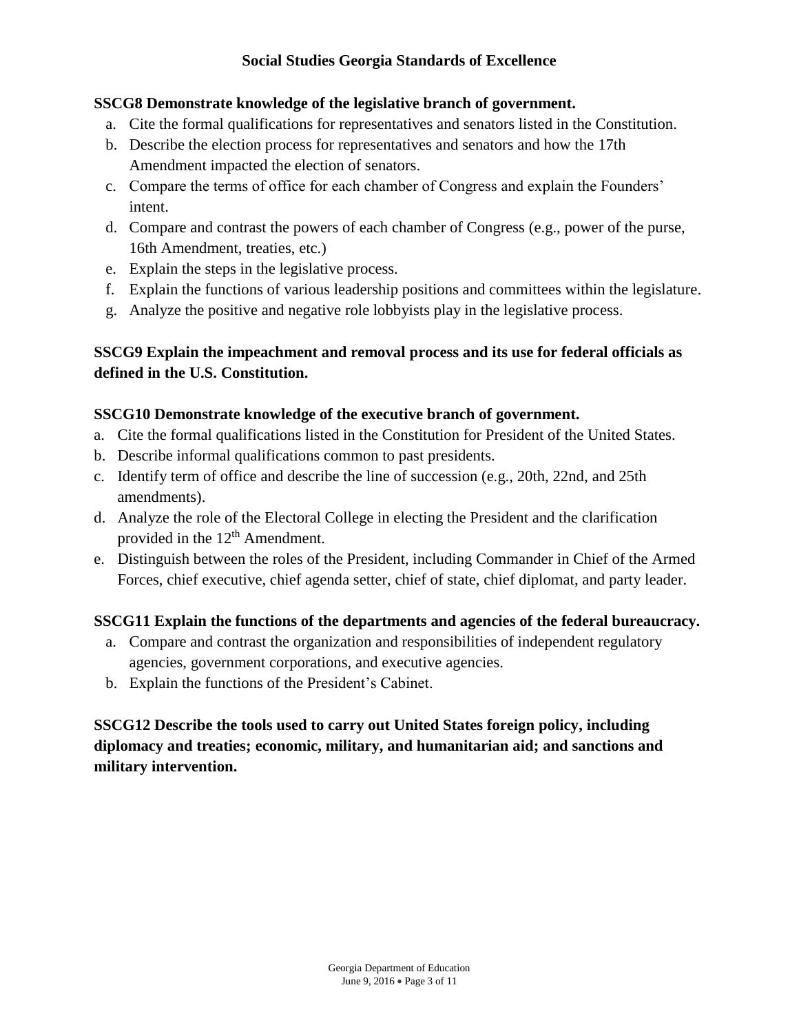**SSCG8 Demonstrate knowledge of the legislative branch of government.**

a. Cite the formal qualifications for representatives and senators listed in the Constitution.
b. Describe the election process for representatives and senators and how the 17th Amendment impacted the election of senators.
c. Compare the terms of office for each chamber of Congress and explain the Founders' intent.
d. Compare and contrast the powers of each chamber of Congress (e.g., power of the purse, 16th Amendment, treaties, etc.)
e. Explain the steps in the legislative process.
f. Explain the functions of various leadership positions and committees within the legislature.
g. Analyze the positive and negative role lobbyists play in the legislative process.

**SSCG9 Explain the impeachment and removal process and its use for federal officials as defined in the U.S. Constitution.**

**SSCG10 Demonstrate knowledge of the executive branch of government.**

a. Cite the formal qualifications listed in the Constitution for President of the United States.
b. Describe informal qualifications common to past presidents.
c. Identify term of office and describe the line of succession (e.g., 20th, 22nd, and 25th amendments).
d. Analyze the role of the Electoral College in electing the President and the clarification provided in the 12th Amendment.
e. Distinguish between the roles of the President, including Commander in Chief of the Armed Forces, chief executive, chief agenda setter, chief of state, chief diplomat, and party leader.

**SSCG11 Explain the functions of the departments and agencies of the federal bureaucracy.**

a. Compare and contrast the organization and responsibilities of independent regulatory agencies, government corporations, and executive agencies.
b. Explain the functions of the President's Cabinet.

**SSCG12 Describe the tools used to carry out United States foreign policy, including diplomacy and treaties; economic, military, and humanitarian aid; and sanctions and military intervention.**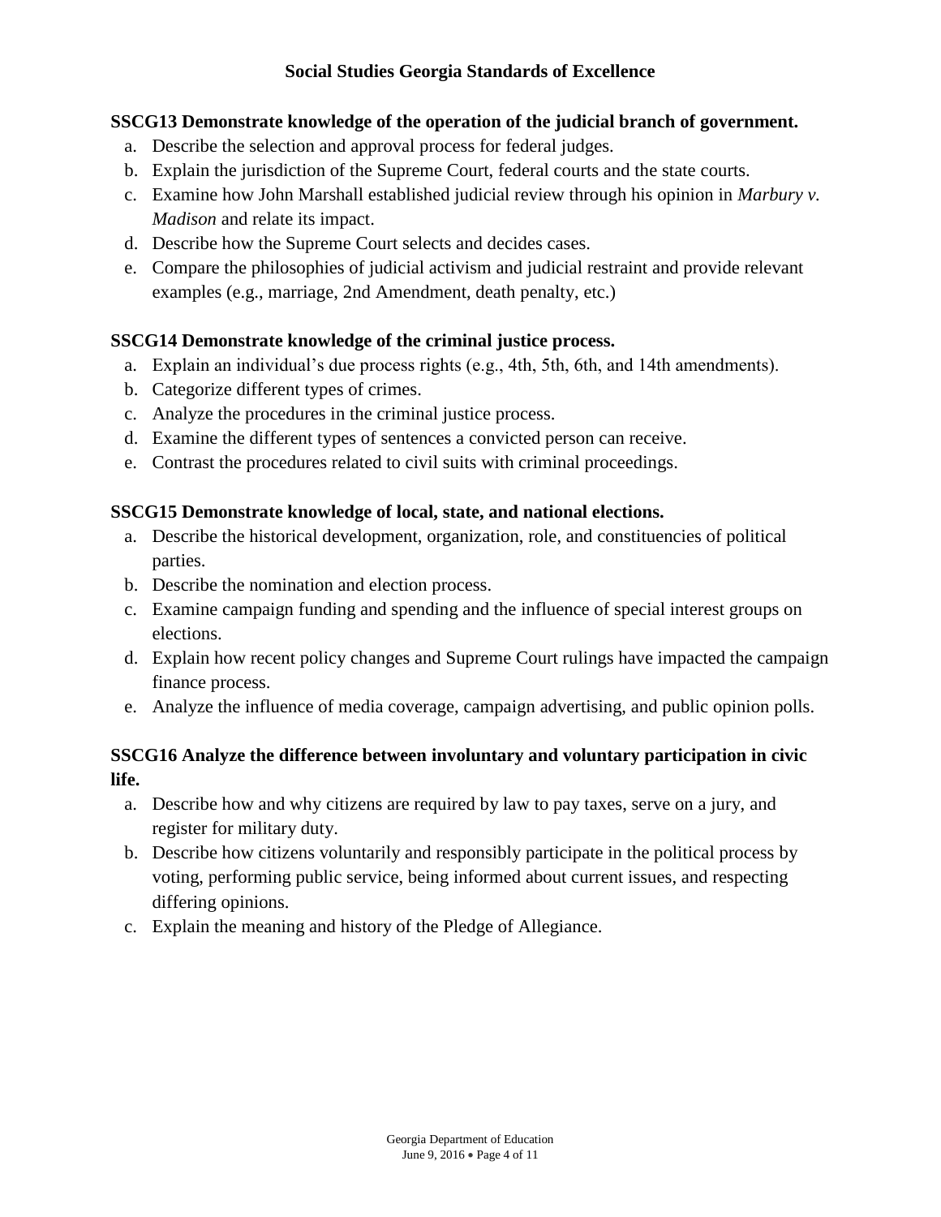**Social Studies Georgia Standards of Excellence**

**SSCG13 Demonstrate knowledge of the operation of the judicial branch of government.**

a. Describe the selection and approval process for federal judges.
b. Explain the jurisdiction of the Supreme Court, federal courts and the state courts.
c. Examine how John Marshall established judicial review through his opinion in *Marbury v. Madison* and relate its impact.
d. Describe how the Supreme Court selects and decides cases.
e. Compare the philosophies of judicial activism and judicial restraint and provide relevant examples (e.g., marriage, 2nd Amendment, death penalty, etc.)

**SSCG14 Demonstrate knowledge of the criminal justice process.**

a. Explain an individual's due process rights (e.g., 4th, 5th, 6th, and 14th amendments).
b. Categorize different types of crimes.
c. Analyze the procedures in the criminal justice process.
d. Examine the different types of sentences a convicted person can receive.
e. Contrast the procedures related to civil suits with criminal proceedings.

**SSCG15 Demonstrate knowledge of local, state, and national elections.**

a. Describe the historical development, organization, role, and constituencies of political parties.
b. Describe the nomination and election process.
c. Examine campaign funding and spending and the influence of special interest groups on elections.
d. Explain how recent policy changes and Supreme Court rulings have impacted the campaign finance process.
e. Analyze the influence of media coverage, campaign advertising, and public opinion polls.

**SSCG16 Analyze the difference between involuntary and voluntary participation in civic life.**

a. Describe how and why citizens are required by law to pay taxes, serve on a jury, and register for military duty.
b. Describe how citizens voluntarily and responsibly participate in the political process by voting, performing public service, being informed about current issues, and respecting differing opinions.
c. Explain the meaning and history of the Pledge of Allegiance.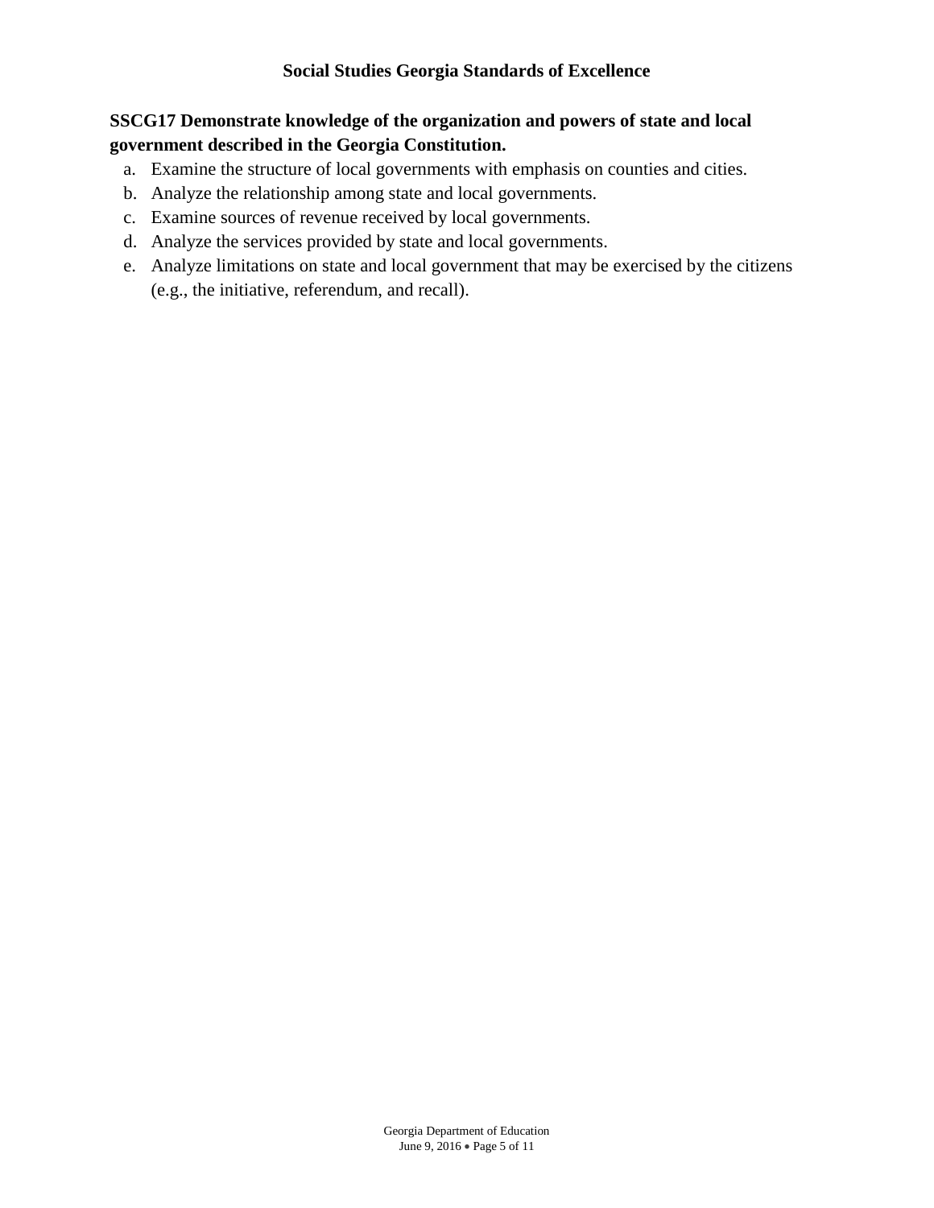**SSCG17 Demonstrate knowledge of the organization and powers of state and local government described in the Georgia Constitution.**

a. Examine the structure of local governments with emphasis on counties and cities.
b. Analyze the relationship among state and local governments.
c. Examine sources of revenue received by local governments.
d. Analyze the services provided by state and local governments.
e. Analyze limitations on state and local government that may be exercised by the citizens (e.g., the initiative, referendum, and recall).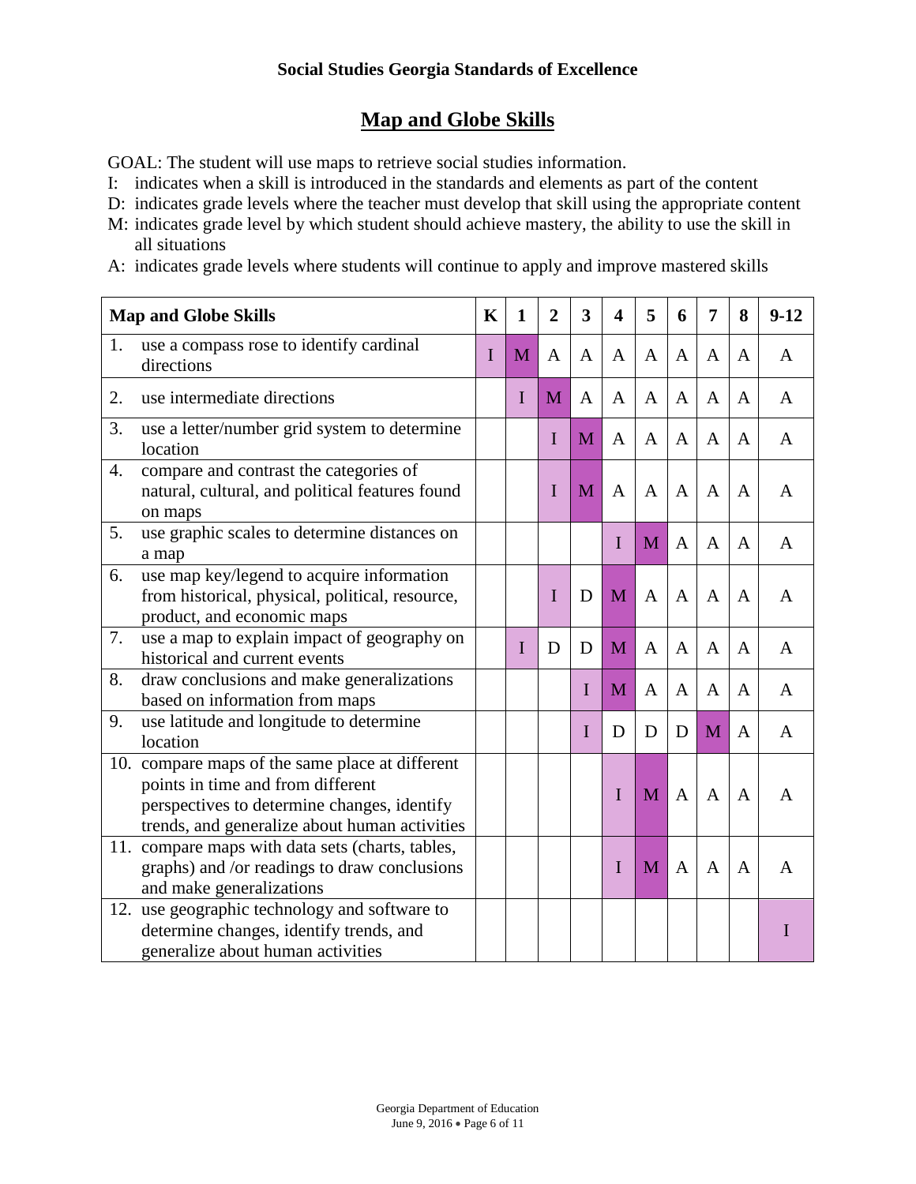**Social Studies Georgia Standards of Excellence**

## Map and Globe Skills

GOAL: The student will use maps to retrieve social studies information.

I: indicates when a skill is introduced in the standards and elements as part of the content

D: indicates grade levels where the teacher must develop that skill using the appropriate content

M: indicates grade level by which student should achieve mastery, the ability to use the skill in all situations

A: indicates grade levels where students will continue to apply and improve mastered skills

| Map and Globe Skills | K | 1 | 2 | 3 | 4 | 5 | 6 | 7 | 8 | 9-12 |
|---|---|---|---|---|---|---|---|---|---|---|
| 1. use a compass rose to identify cardinal directions | I | M | A | A | A | A | A | A | A | A |
| 2. use intermediate directions | | I | M | A | A | A | A | A | A | A |
| 3. use a letter/number grid system to determine location | | | I | M | A | A | A | A | A | A |
| 4. compare and contrast the categories of natural, cultural, and political features found on maps | | | I | M | A | A | A | A | A | A |
| 5. use graphic scales to determine distances on a map | | | | | I | M | A | A | A | A |
| 6. use map key/legend to acquire information from historical, physical, political, resource, product, and economic maps | | | I | D | M | A | A | A | A | A |
| 7. use a map to explain impact of geography on historical and current events | | I | D | D | M | A | A | A | A | A |
| 8. draw conclusions and make generalizations based on information from maps | | | | I | M | A | A | A | A | A |
| 9. use latitude and longitude to determine location | | | | I | D | D | D | M | A | A |
| 10. compare maps of the same place at different points in time and from different perspectives to determine changes, identify trends, and generalize about human activities | | | | | I | M | A | A | A | A |
| 11. compare maps with data sets (charts, tables, graphs) and /or readings to draw conclusions and make generalizations | | | | | I | M | A | A | A | A |
| 12. use geographic technology and software to determine changes, identify trends, and generalize about human activities | | | | | | | | | | I |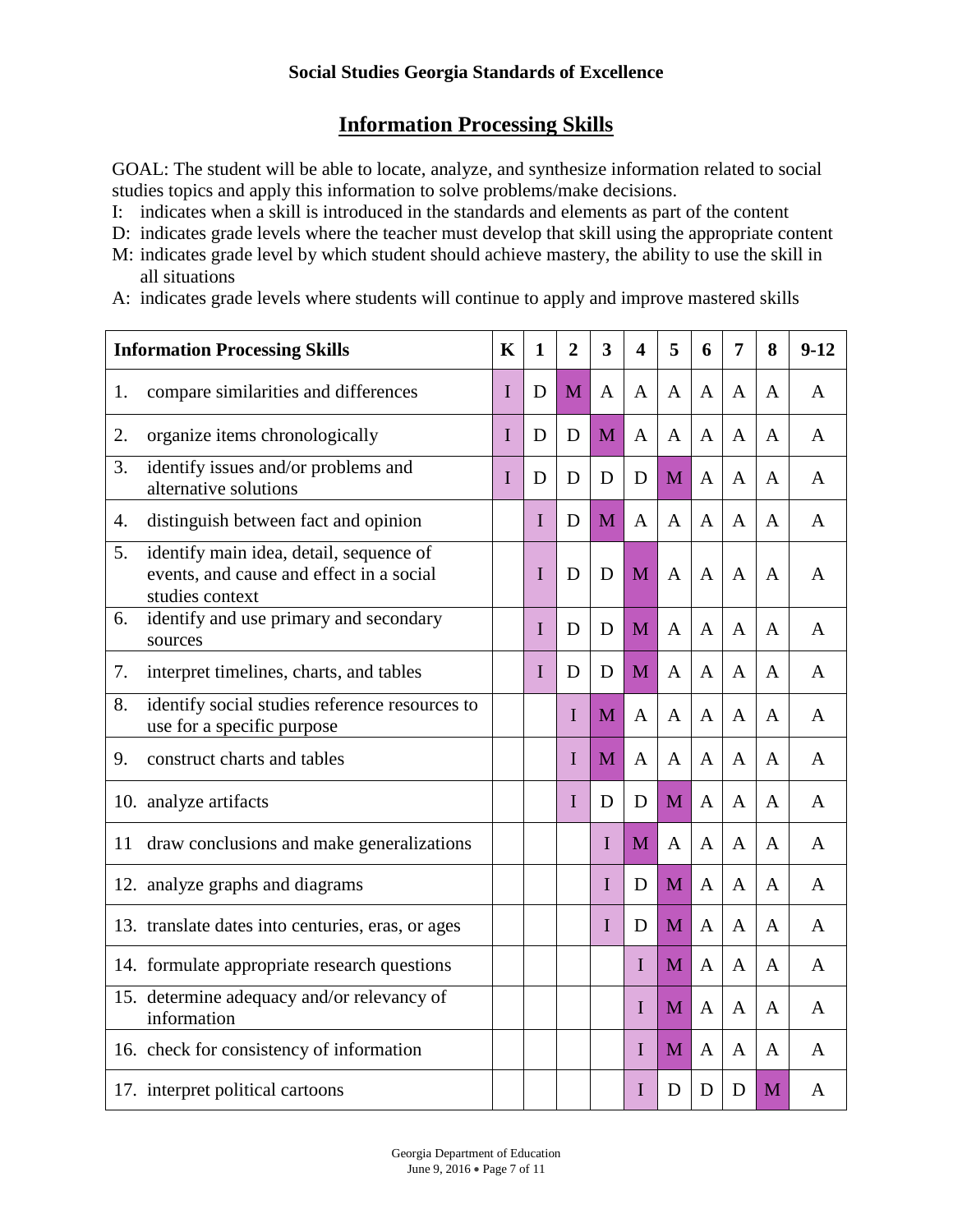**Social Studies Georgia Standards of Excellence**

## Information Processing Skills

GOAL: The student will be able to locate, analyze, and synthesize information related to social studies topics and apply this information to solve problems/make decisions.

I: indicates when a skill is introduced in the standards and elements as part of the content
D: indicates grade levels where the teacher must develop that skill using the appropriate content
M: indicates grade level by which student should achieve mastery, the ability to use the skill in all situations
A: indicates grade levels where students will continue to apply and improve mastered skills

| Information Processing Skills | K | 1 | 2 | 3 | 4 | 5 | 6 | 7 | 8 | 9-12 |
|---|---|---|---|---|---|---|---|---|---|---|
| 1. compare similarities and differences | I | D | M | A | A | A | A | A | A | A |
| 2. organize items chronologically | I | D | D | M | A | A | A | A | A | A |
| 3. identify issues and/or problems and alternative solutions | I | D | D | D | D | M | A | A | A | A |
| 4. distinguish between fact and opinion | | I | D | M | A | A | A | A | A | A |
| 5. identify main idea, detail, sequence of events, and cause and effect in a social studies context | | I | D | D | M | A | A | A | A | A |
| 6. identify and use primary and secondary sources | | I | D | D | M | A | A | A | A | A |
| 7. interpret timelines, charts, and tables | | I | D | D | M | A | A | A | A | A |
| 8. identify social studies reference resources to use for a specific purpose | | | I | M | A | A | A | A | A | A |
| 9. construct charts and tables | | | I | M | A | A | A | A | A | A |
| 10. analyze artifacts | | | I | D | D | M | A | A | A | A |
| 11 draw conclusions and make generalizations | | | | I | M | A | A | A | A | A |
| 12. analyze graphs and diagrams | | | | I | D | M | A | A | A | A |
| 13. translate dates into centuries, eras, or ages | | | | I | D | M | A | A | A | A |
| 14. formulate appropriate research questions | | | | | I | M | A | A | A | A |
| 15. determine adequacy and/or relevancy of information | | | | | I | M | A | A | A | A |
| 16. check for consistency of information | | | | | I | M | A | A | A | A |
| 17. interpret political cartoons | | | | | I | D | D | D | M | A |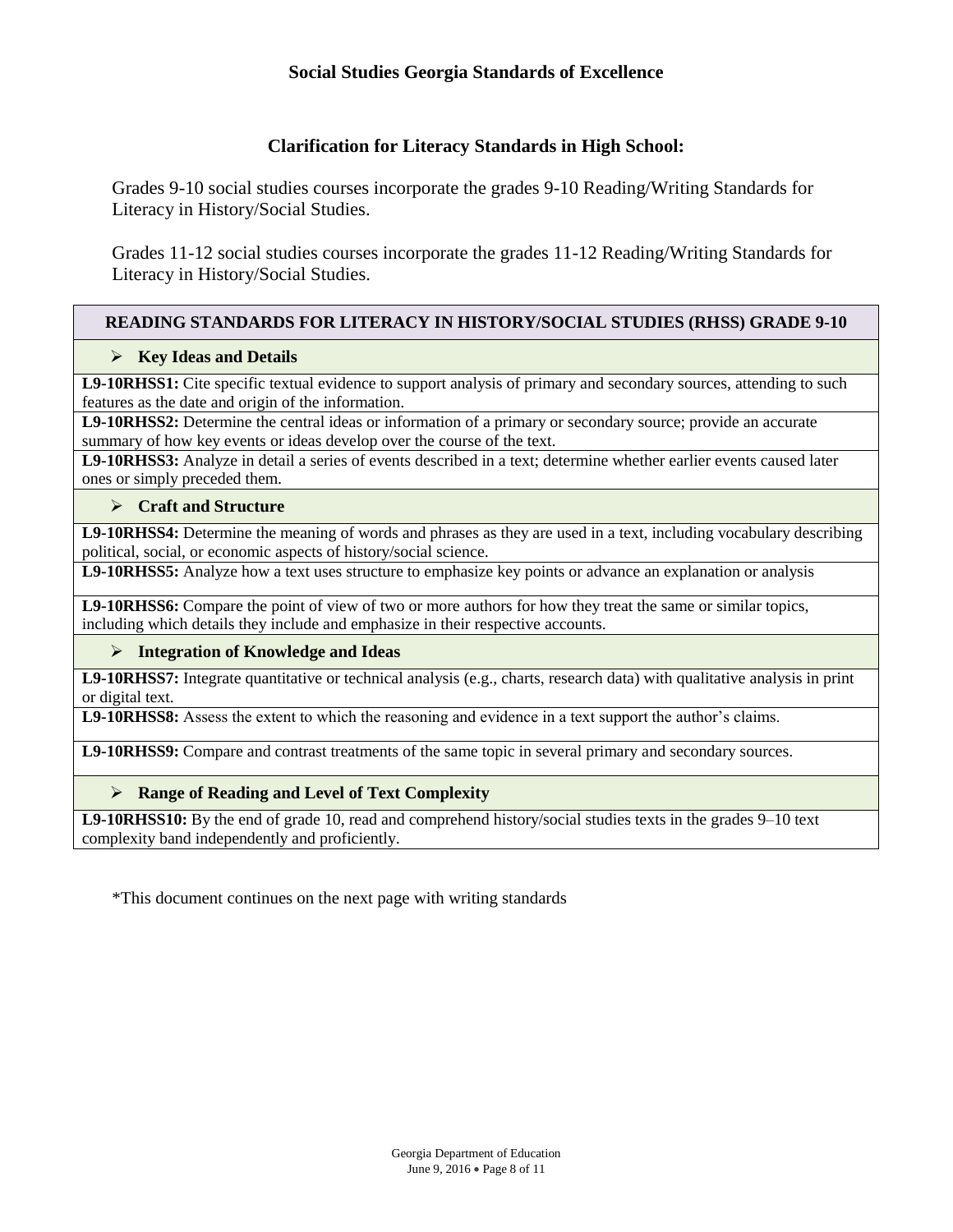## Social Studies Georgia Standards of Excellence

### Clarification for Literacy Standards in High School:

Grades 9-10 social studies courses incorporate the grades 9-10 Reading/Writing Standards for Literacy in History/Social Studies.

Grades 11-12 social studies courses incorporate the grades 11-12 Reading/Writing Standards for Literacy in History/Social Studies.

| READING STANDARDS FOR LITERACY IN HISTORY/SOCIAL STUDIES (RHSS) GRADE 9-10 |
|---|
| ➢ **Key Ideas and Details** |
| **L9-10RHSS1:** Cite specific textual evidence to support analysis of primary and secondary sources, attending to such features as the date and origin of the information. |
| **L9-10RHSS2:** Determine the central ideas or information of a primary or secondary source; provide an accurate summary of how key events or ideas develop over the course of the text. |
| **L9-10RHSS3:** Analyze in detail a series of events described in a text; determine whether earlier events caused later ones or simply preceded them. |
| ➢ **Craft and Structure** |
| **L9-10RHSS4:** Determine the meaning of words and phrases as they are used in a text, including vocabulary describing political, social, or economic aspects of history/social science. |
| **L9-10RHSS5:** Analyze how a text uses structure to emphasize key points or advance an explanation or analysis |
| **L9-10RHSS6:** Compare the point of view of two or more authors for how they treat the same or similar topics, including which details they include and emphasize in their respective accounts. |
| ➢ **Integration of Knowledge and Ideas** |
| **L9-10RHSS7:** Integrate quantitative or technical analysis (e.g., charts, research data) with qualitative analysis in print or digital text. |
| **L9-10RHSS8:** Assess the extent to which the reasoning and evidence in a text support the author's claims. |
| **L9-10RHSS9:** Compare and contrast treatments of the same topic in several primary and secondary sources. |
| ➢ **Range of Reading and Level of Text Complexity** |
| **L9-10RHSS10:** By the end of grade 10, read and comprehend history/social studies texts in the grades 9–10 text complexity band independently and proficiently. |

*This document continues on the next page with writing standards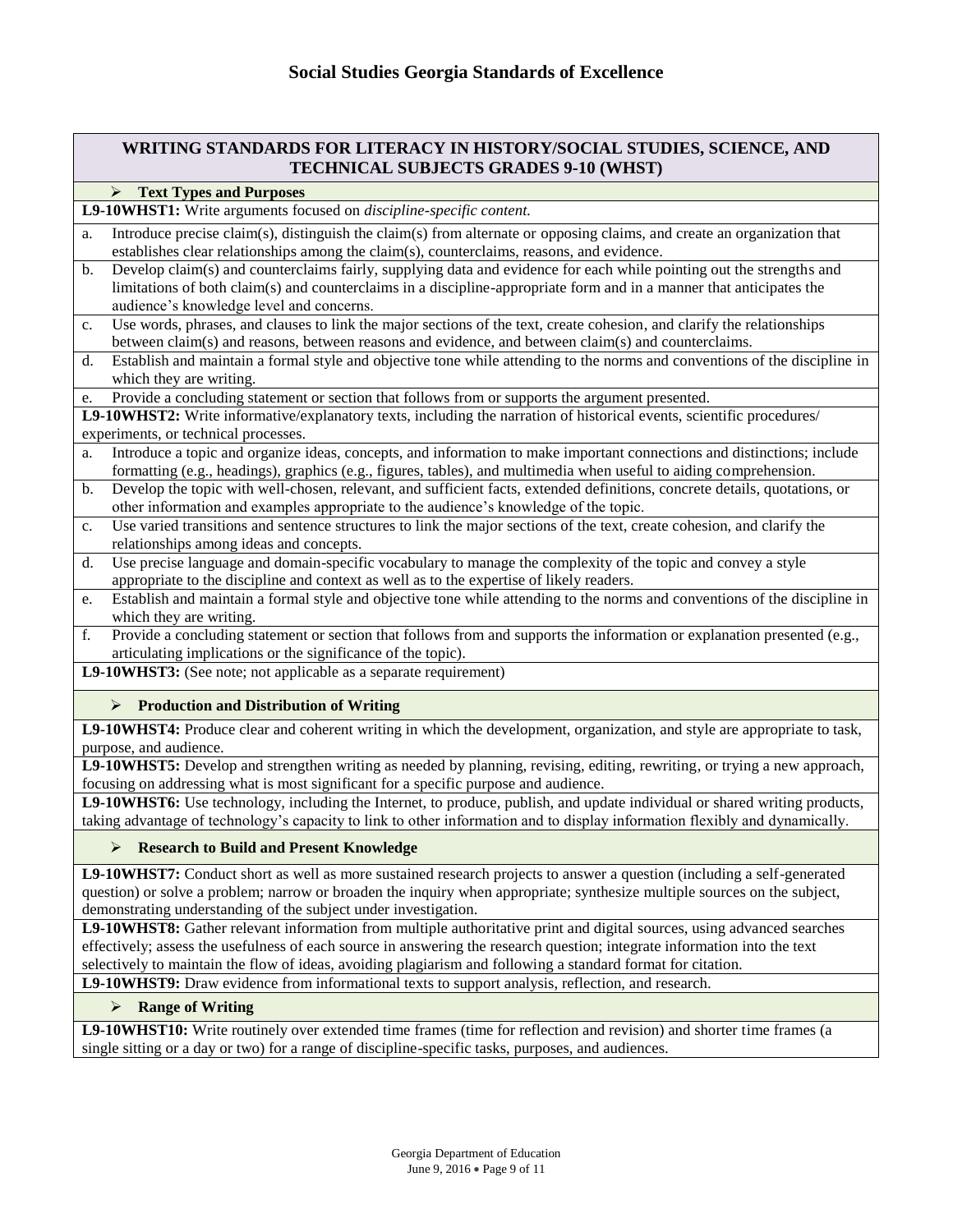# Social Studies Georgia Standards of Excellence

## WRITING STANDARDS FOR LITERACY IN HISTORY/SOCIAL STUDIES, SCIENCE, AND TECHNICAL SUBJECTS GRADES 9-10 (WHST)

### Text Types and Purposes

**L9-10WHST1:** Write arguments focused on *discipline-specific content.*

a. Introduce precise claim(s), distinguish the claim(s) from alternate or opposing claims, and create an organization that establishes clear relationships among the claim(s), counterclaims, reasons, and evidence.

b. Develop claim(s) and counterclaims fairly, supplying data and evidence for each while pointing out the strengths and limitations of both claim(s) and counterclaims in a discipline-appropriate form and in a manner that anticipates the audience's knowledge level and concerns.

c. Use words, phrases, and clauses to link the major sections of the text, create cohesion, and clarify the relationships between claim(s) and reasons, between reasons and evidence, and between claim(s) and counterclaims.

d. Establish and maintain a formal style and objective tone while attending to the norms and conventions of the discipline in which they are writing.

e. Provide a concluding statement or section that follows from or supports the argument presented.

**L9-10WHST2:** Write informative/explanatory texts, including the narration of historical events, scientific procedures/ experiments, or technical processes.

a. Introduce a topic and organize ideas, concepts, and information to make important connections and distinctions; include formatting (e.g., headings), graphics (e.g., figures, tables), and multimedia when useful to aiding comprehension.

b. Develop the topic with well-chosen, relevant, and sufficient facts, extended definitions, concrete details, quotations, or other information and examples appropriate to the audience's knowledge of the topic.

c. Use varied transitions and sentence structures to link the major sections of the text, create cohesion, and clarify the relationships among ideas and concepts.

d. Use precise language and domain-specific vocabulary to manage the complexity of the topic and convey a style appropriate to the discipline and context as well as to the expertise of likely readers.

e. Establish and maintain a formal style and objective tone while attending to the norms and conventions of the discipline in which they are writing.

f. Provide a concluding statement or section that follows from and supports the information or explanation presented (e.g., articulating implications or the significance of the topic).

**L9-10WHST3:** (See note; not applicable as a separate requirement)

### Production and Distribution of Writing

**L9-10WHST4:** Produce clear and coherent writing in which the development, organization, and style are appropriate to task, purpose, and audience.

**L9-10WHST5:** Develop and strengthen writing as needed by planning, revising, editing, rewriting, or trying a new approach, focusing on addressing what is most significant for a specific purpose and audience.

**L9-10WHST6:** Use technology, including the Internet, to produce, publish, and update individual or shared writing products, taking advantage of technology's capacity to link to other information and to display information flexibly and dynamically.

### Research to Build and Present Knowledge

**L9-10WHST7:** Conduct short as well as more sustained research projects to answer a question (including a self-generated question) or solve a problem; narrow or broaden the inquiry when appropriate; synthesize multiple sources on the subject, demonstrating understanding of the subject under investigation.

**L9-10WHST8:** Gather relevant information from multiple authoritative print and digital sources, using advanced searches effectively; assess the usefulness of each source in answering the research question; integrate information into the text selectively to maintain the flow of ideas, avoiding plagiarism and following a standard format for citation.

**L9-10WHST9:** Draw evidence from informational texts to support analysis, reflection, and research.

### Range of Writing

**L9-10WHST10:** Write routinely over extended time frames (time for reflection and revision) and shorter time frames (a single sitting or a day or two) for a range of discipline-specific tasks, purposes, and audiences.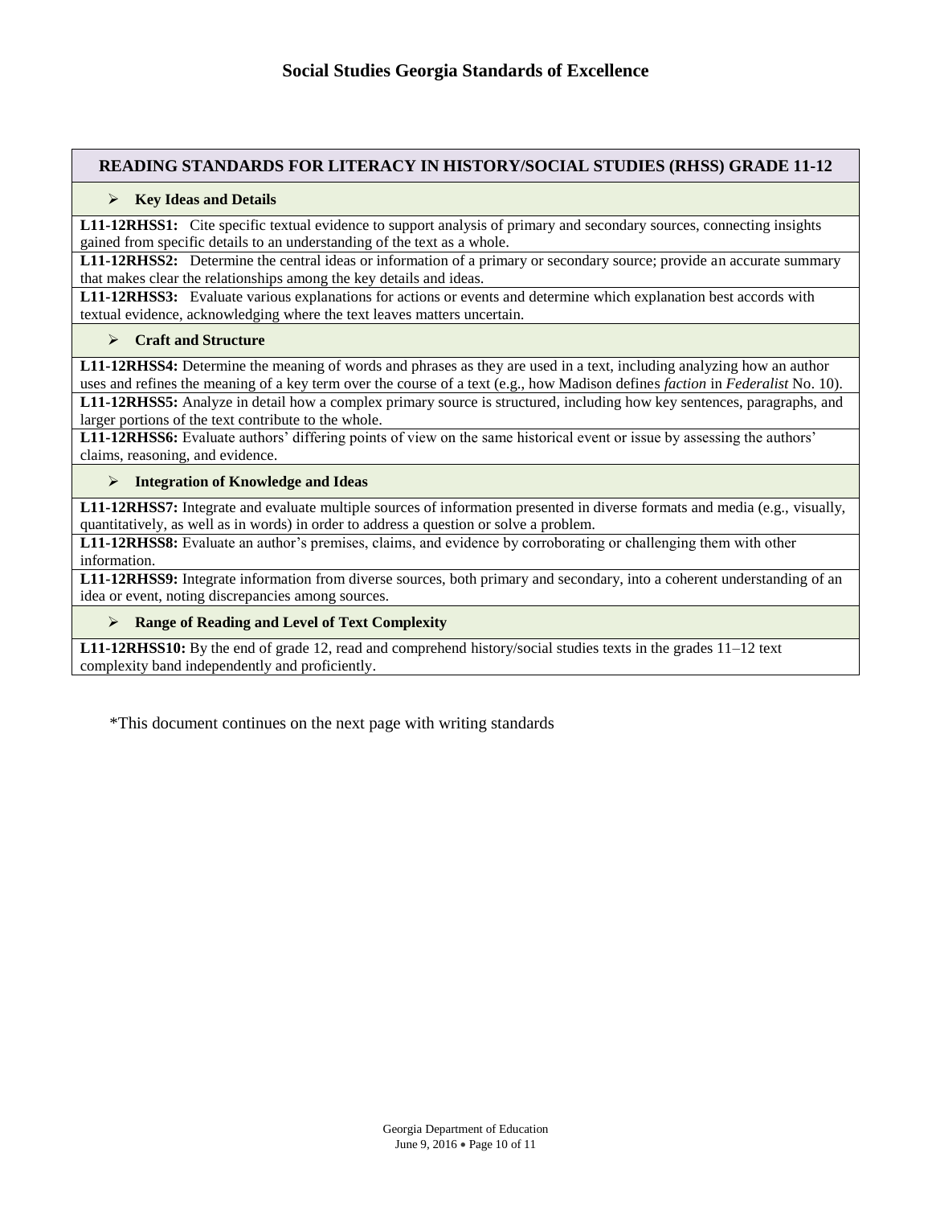# Social Studies Georgia Standards of Excellence

## READING STANDARDS FOR LITERACY IN HISTORY/SOCIAL STUDIES (RHSS) GRADE 11-12

### Key Ideas and Details

**L11-12RHSS1:** Cite specific textual evidence to support analysis of primary and secondary sources, connecting insights gained from specific details to an understanding of the text as a whole.

**L11-12RHSS2:** Determine the central ideas or information of a primary or secondary source; provide an accurate summary that makes clear the relationships among the key details and ideas.

**L11-12RHSS3:** Evaluate various explanations for actions or events and determine which explanation best accords with textual evidence, acknowledging where the text leaves matters uncertain.

### Craft and Structure

**L11-12RHSS4:** Determine the meaning of words and phrases as they are used in a text, including analyzing how an author uses and refines the meaning of a key term over the course of a text (e.g., how Madison defines *faction* in *Federalist* No. 10).

**L11-12RHSS5:** Analyze in detail how a complex primary source is structured, including how key sentences, paragraphs, and larger portions of the text contribute to the whole.

**L11-12RHSS6:** Evaluate authors' differing points of view on the same historical event or issue by assessing the authors' claims, reasoning, and evidence.

### Integration of Knowledge and Ideas

**L11-12RHSS7:** Integrate and evaluate multiple sources of information presented in diverse formats and media (e.g., visually, quantitatively, as well as in words) in order to address a question or solve a problem.

**L11-12RHSS8:** Evaluate an author's premises, claims, and evidence by corroborating or challenging them with other information.

**L11-12RHSS9:** Integrate information from diverse sources, both primary and secondary, into a coherent understanding of an idea or event, noting discrepancies among sources.

### Range of Reading and Level of Text Complexity

**L11-12RHSS10:** By the end of grade 12, read and comprehend history/social studies texts in the grades 11–12 text complexity band independently and proficiently.

*This document continues on the next page with writing standards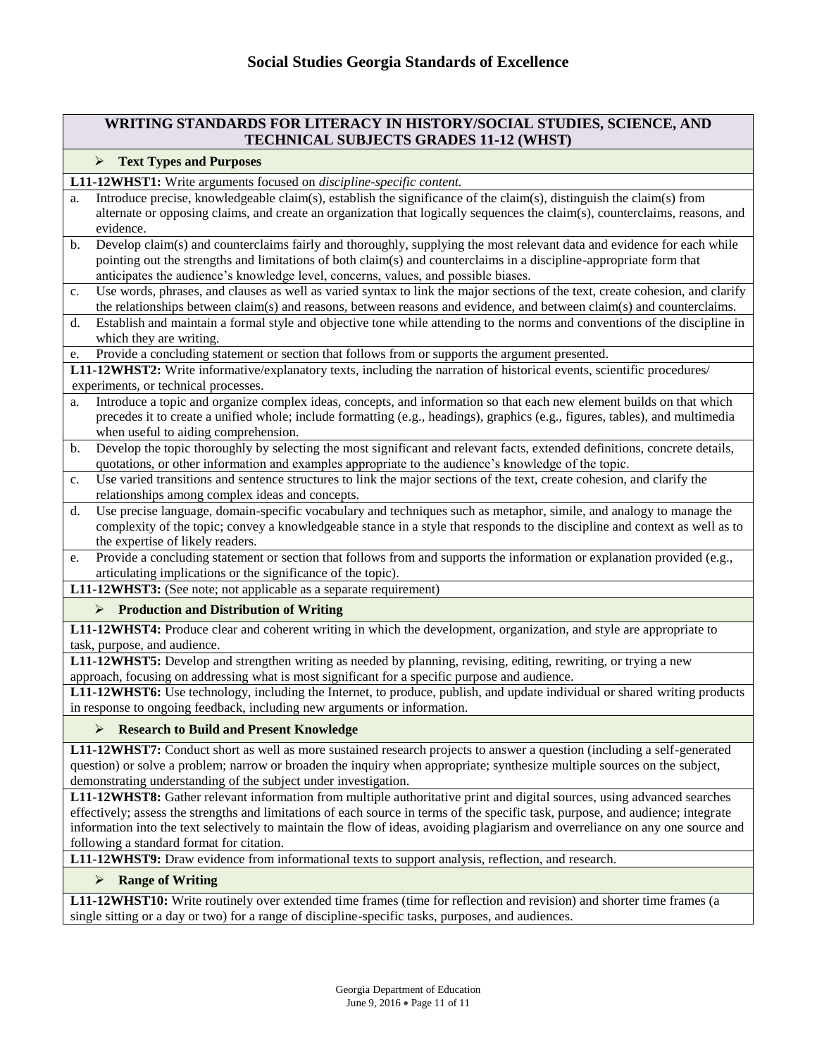# Social Studies Georgia Standards of Excellence

## WRITING STANDARDS FOR LITERACY IN HISTORY/SOCIAL STUDIES, SCIENCE, AND TECHNICAL SUBJECTS GRADES 11-12 (WHST)

### ➢ Text Types and Purposes

**L11-12WHST1:** Write arguments focused on *discipline-specific content.*

a. Introduce precise, knowledgeable claim(s), establish the significance of the claim(s), distinguish the claim(s) from alternate or opposing claims, and create an organization that logically sequences the claim(s), counterclaims, reasons, and evidence.

b. Develop claim(s) and counterclaims fairly and thoroughly, supplying the most relevant data and evidence for each while pointing out the strengths and limitations of both claim(s) and counterclaims in a discipline-appropriate form that anticipates the audience's knowledge level, concerns, values, and possible biases.

c. Use words, phrases, and clauses as well as varied syntax to link the major sections of the text, create cohesion, and clarify the relationships between claim(s) and reasons, between reasons and evidence, and between claim(s) and counterclaims.

d. Establish and maintain a formal style and objective tone while attending to the norms and conventions of the discipline in which they are writing.

e. Provide a concluding statement or section that follows from or supports the argument presented.

**L11-12WHST2:** Write informative/explanatory texts, including the narration of historical events, scientific procedures/ experiments, or technical processes.

a. Introduce a topic and organize complex ideas, concepts, and information so that each new element builds on that which precedes it to create a unified whole; include formatting (e.g., headings), graphics (e.g., figures, tables), and multimedia when useful to aiding comprehension.

b. Develop the topic thoroughly by selecting the most significant and relevant facts, extended definitions, concrete details, quotations, or other information and examples appropriate to the audience's knowledge of the topic.

c. Use varied transitions and sentence structures to link the major sections of the text, create cohesion, and clarify the relationships among complex ideas and concepts.

d. Use precise language, domain-specific vocabulary and techniques such as metaphor, simile, and analogy to manage the complexity of the topic; convey a knowledgeable stance in a style that responds to the discipline and context as well as to the expertise of likely readers.

e. Provide a concluding statement or section that follows from and supports the information or explanation provided (e.g., articulating implications or the significance of the topic).

**L11-12WHST3:** (See note; not applicable as a separate requirement)

### ➢ Production and Distribution of Writing

**L11-12WHST4:** Produce clear and coherent writing in which the development, organization, and style are appropriate to task, purpose, and audience.

**L11-12WHST5:** Develop and strengthen writing as needed by planning, revising, editing, rewriting, or trying a new approach, focusing on addressing what is most significant for a specific purpose and audience.

**L11-12WHST6:** Use technology, including the Internet, to produce, publish, and update individual or shared writing products in response to ongoing feedback, including new arguments or information.

### ➢ Research to Build and Present Knowledge

**L11-12WHST7:** Conduct short as well as more sustained research projects to answer a question (including a self-generated question) or solve a problem; narrow or broaden the inquiry when appropriate; synthesize multiple sources on the subject, demonstrating understanding of the subject under investigation.

**L11-12WHST8:** Gather relevant information from multiple authoritative print and digital sources, using advanced searches effectively; assess the strengths and limitations of each source in terms of the specific task, purpose, and audience; integrate information into the text selectively to maintain the flow of ideas, avoiding plagiarism and overreliance on any one source and following a standard format for citation.

**L11-12WHST9:** Draw evidence from informational texts to support analysis, reflection, and research.

### ➢ Range of Writing

**L11-12WHST10:** Write routinely over extended time frames (time for reflection and revision) and shorter time frames (a single sitting or a day or two) for a range of discipline-specific tasks, purposes, and audiences.